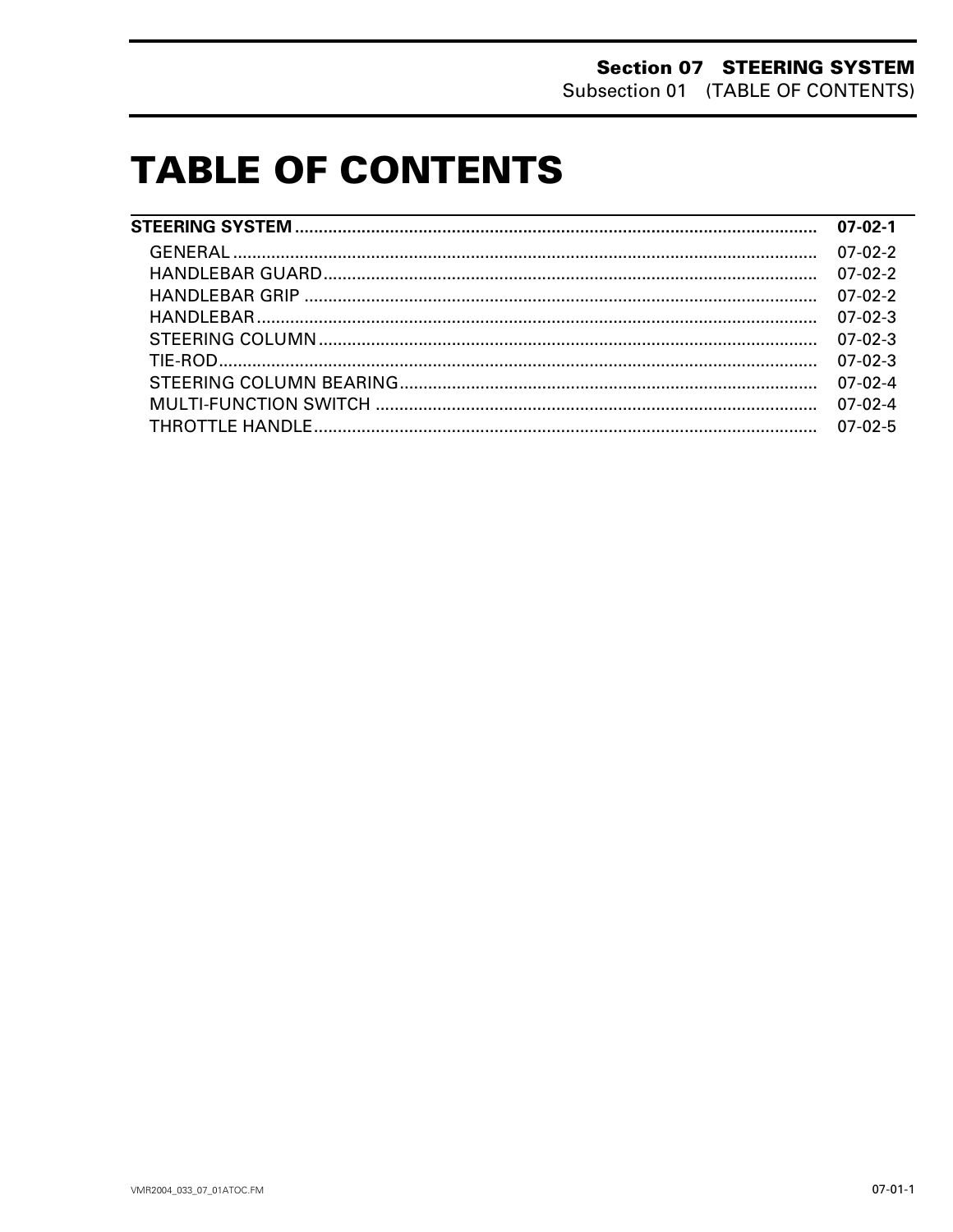# TABLE OF CONTENTS

| STEERING SYSTEM | 07-02-1 |
|---|---|
| GENERAL | 07-02-2 |
| HANDLEBAR GUARD | 07-02-2 |
| HANDLEBAR GRIP | 07-02-2 |
| HANDLEBAR | 07-02-3 |
| STEERING COLUMN | 07-02-3 |
| TIE-ROD | 07-02-3 |
| STEERING COLUMN BEARING | 07-02-4 |
| MULTI-FUNCTION SWITCH | 07-02-4 |
| THROTTLE HANDLE | 07-02-5 |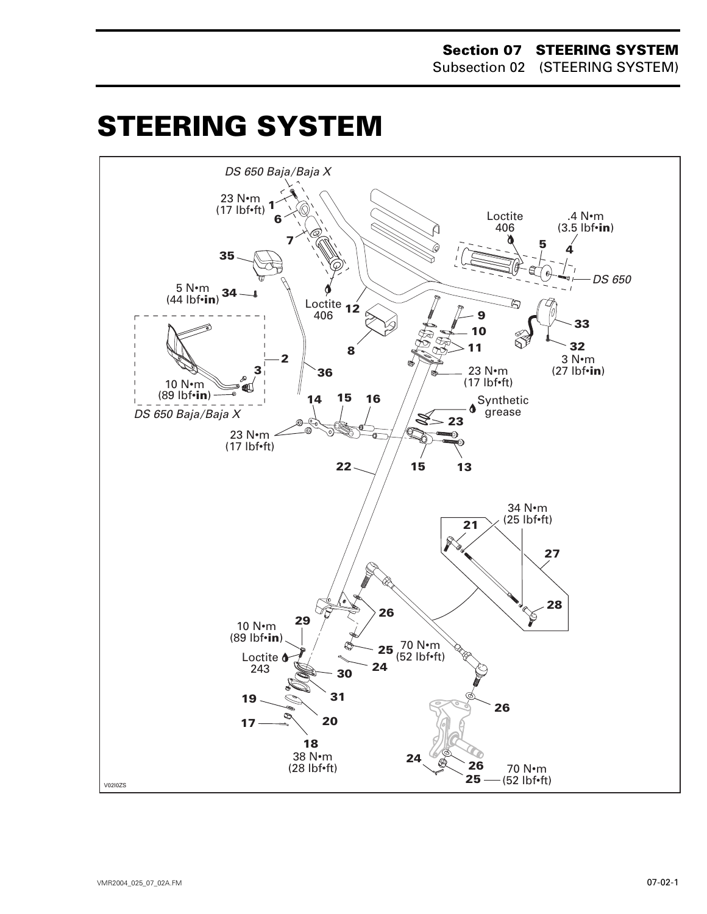# STEERING SYSTEM

DS 650 Baja/Baja X

23 N•m (17 lbf•ft) 1

6

7

35

5 N•m (44 lbf•**in**) 34

Loctite 406

12

Loctite 406

.4 N•m (3.5 lbf•**in**)

5

4

DS 650

9

10

11

33

32

3 N•m (27 lbf•**in**)

8

23 N•m (17 lbf•ft)

2

3

10 N•m (89 lbf•**in**)

DS 650 Baja/Baja X

36

14

15

16

Synthetic grease

23

23 N•m (17 lbf•ft)

22

15

13

34 N•m (25 lbf•ft)

21

27

28

26

29

10 N•m (89 lbf•**in**)

Loctite 243

25

70 N•m (52 lbf•ft)

24

30

31

19

17

20

18

38 N•m (28 lbf•ft)

26

24

26

25

70 N•m (52 lbf•ft)

V02I0ZS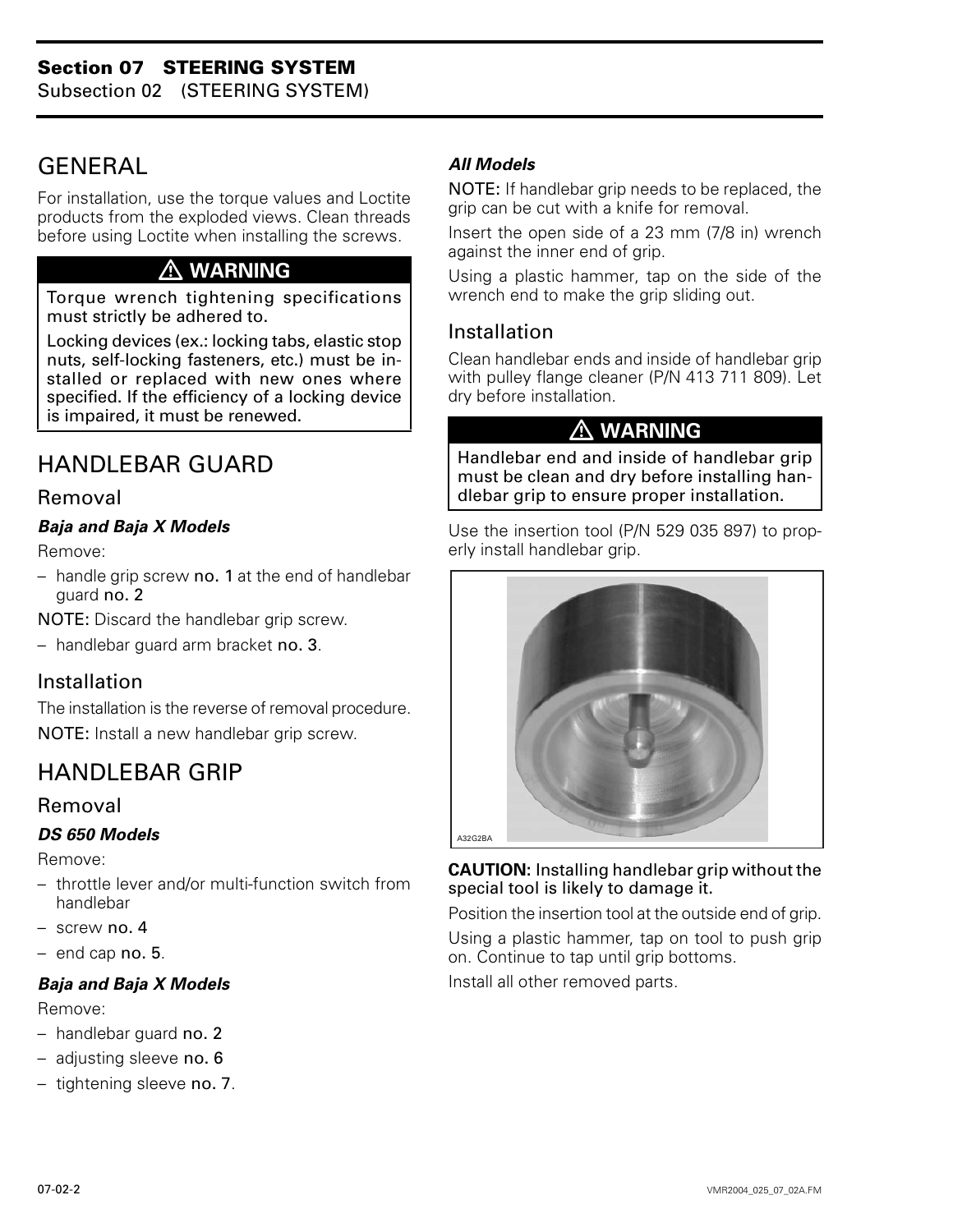## GENERAL

For installation, use the torque values and Loctite products from the exploded views. Clean threads before using Loctite when installing the screws.

> ⚠ **WARNING**
>
> Torque wrench tightening specifications must strictly be adhered to.
>
> Locking devices (ex.: locking tabs, elastic stop nuts, self-locking fasteners, etc.) must be installed or replaced with new ones where specified. If the efficiency of a locking device is impaired, it must be renewed.

## HANDLEBAR GUARD

### Removal

***Baja and Baja X Models***

Remove:

– handle grip screw **no. 1** at the end of handlebar guard **no. 2**

NOTE: Discard the handlebar grip screw.

– handlebar guard arm bracket **no. 3**.

### Installation

The installation is the reverse of removal procedure.

NOTE: Install a new handlebar grip screw.

## HANDLEBAR GRIP

### Removal

***DS 650 Models***

Remove:

– throttle lever and/or multi-function switch from handlebar
– screw **no. 4**
– end cap **no. 5**.

***Baja and Baja X Models***

Remove:

– handlebar guard **no. 2**
– adjusting sleeve **no. 6**
– tightening sleeve **no. 7**.

***All Models***

NOTE: If handlebar grip needs to be replaced, the grip can be cut with a knife for removal.

Insert the open side of a 23 mm (7/8 in) wrench against the inner end of grip.

Using a plastic hammer, tap on the side of the wrench end to make the grip sliding out.

### Installation

Clean handlebar ends and inside of handlebar grip with pulley flange cleaner (P/N 413 711 809). Let dry before installation.

> ⚠ **WARNING**
>
> Handlebar end and inside of handlebar grip must be clean and dry before installing handlebar grip to ensure proper installation.

Use the insertion tool (P/N 529 035 897) to properly install handlebar grip.

A32G2BA

**CAUTION:** Installing handlebar grip without the special tool is likely to damage it.

Position the insertion tool at the outside end of grip.

Using a plastic hammer, tap on tool to push grip on. Continue to tap until grip bottoms.

Install all other removed parts.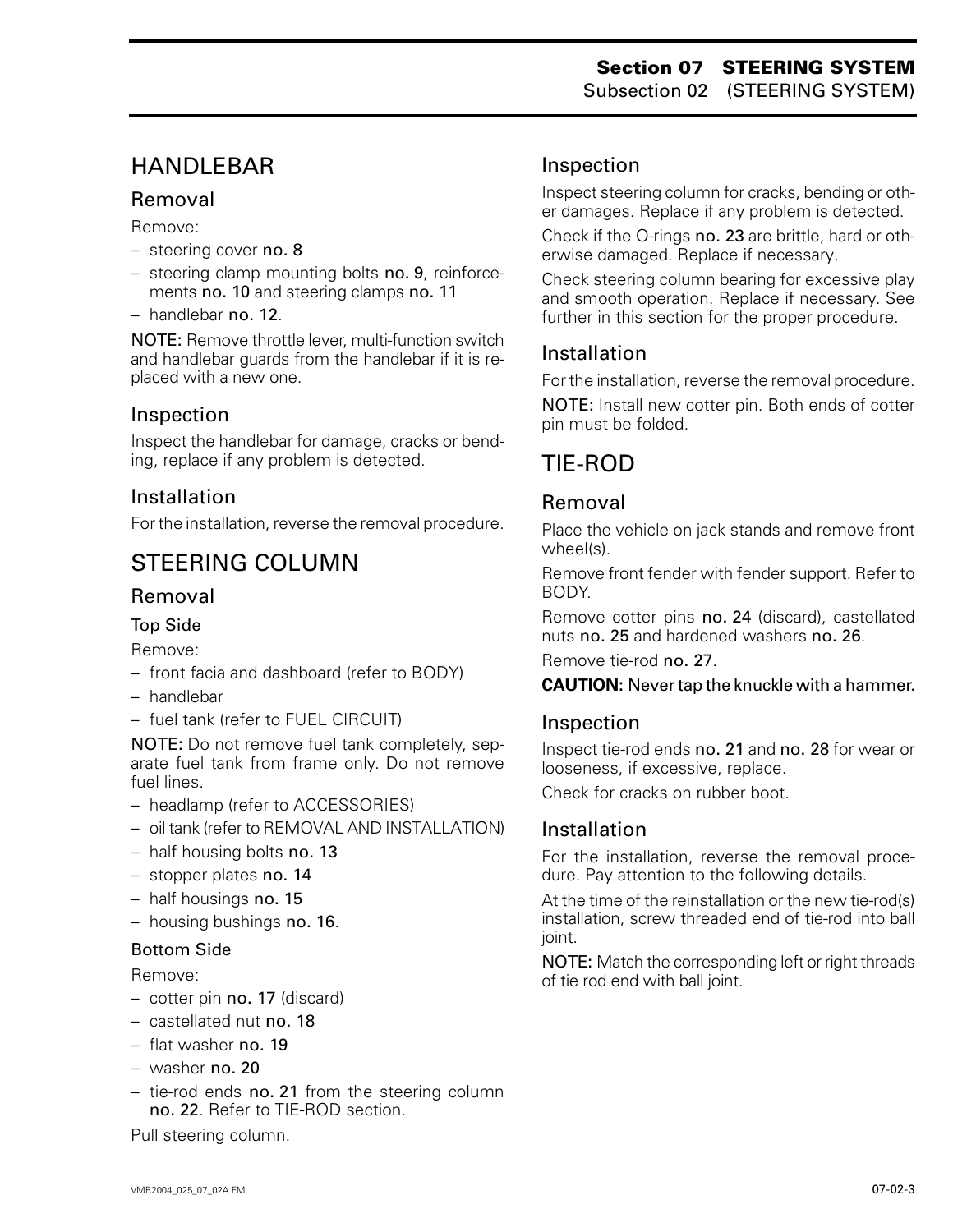## HANDLEBAR

### Removal

Remove:

- steering cover **no. 8**
- steering clamp mounting bolts **no. 9**, reinforcements **no. 10** and steering clamps **no. 11**
- handlebar **no. 12**.

NOTE: Remove throttle lever, multi-function switch and handlebar guards from the handlebar if it is replaced with a new one.

### Inspection

Inspect the handlebar for damage, cracks or bending, replace if any problem is detected.

### Installation

For the installation, reverse the removal procedure.

## STEERING COLUMN

### Removal

#### Top Side

Remove:

- front facia and dashboard (refer to BODY)
- handlebar
- fuel tank (refer to FUEL CIRCUIT)

NOTE: Do not remove fuel tank completely, separate fuel tank from frame only. Do not remove fuel lines.

- headlamp (refer to ACCESSORIES)
- oil tank (refer to REMOVAL AND INSTALLATION)
- half housing bolts **no. 13**
- stopper plates **no. 14**
- half housings **no. 15**
- housing bushings **no. 16**.

#### Bottom Side

Remove:

- cotter pin **no. 17** (discard)
- castellated nut **no. 18**
- flat washer **no. 19**
- washer **no. 20**
- tie-rod ends **no. 21** from the steering column **no. 22**. Refer to TIE-ROD section.

Pull steering column.

### Inspection

Inspect steering column for cracks, bending or other damages. Replace if any problem is detected.

Check if the O-rings **no. 23** are brittle, hard or otherwise damaged. Replace if necessary.

Check steering column bearing for excessive play and smooth operation. Replace if necessary. See further in this section for the proper procedure.

### Installation

For the installation, reverse the removal procedure.

NOTE: Install new cotter pin. Both ends of cotter pin must be folded.

## TIE-ROD

### Removal

Place the vehicle on jack stands and remove front wheel(s).

Remove front fender with fender support. Refer to BODY.

Remove cotter pins **no. 24** (discard), castellated nuts **no. 25** and hardened washers **no. 26**.

Remove tie-rod **no. 27**.

**CAUTION: Never tap the knuckle with a hammer.**

### Inspection

Inspect tie-rod ends **no. 21** and **no. 28** for wear or looseness, if excessive, replace.

Check for cracks on rubber boot.

### Installation

For the installation, reverse the removal procedure. Pay attention to the following details.

At the time of the reinstallation or the new tie-rod(s) installation, screw threaded end of tie-rod into ball joint.

NOTE: Match the corresponding left or right threads of tie rod end with ball joint.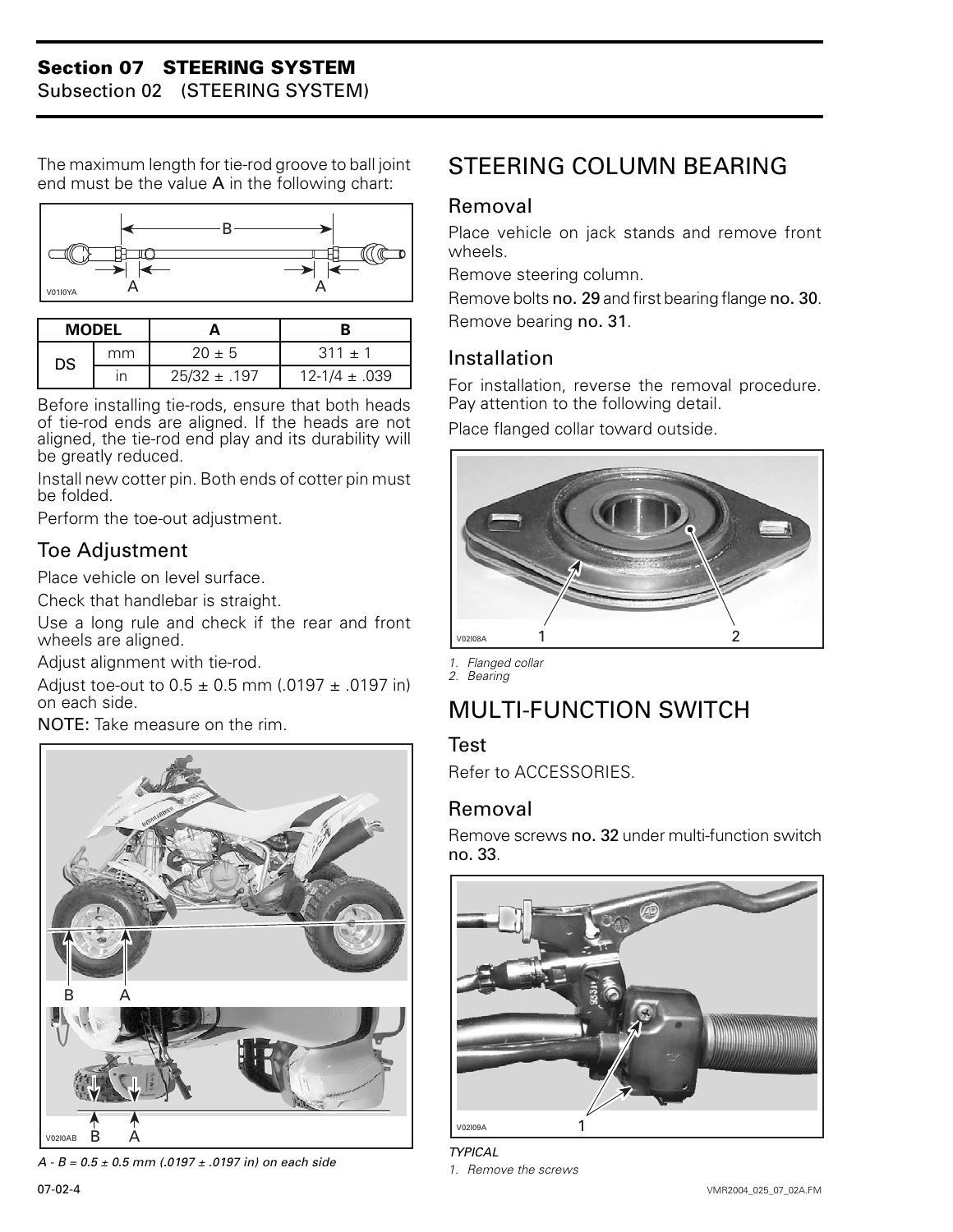The maximum length for tie-rod groove to ball joint end must be the value **A** in the following chart:

V01I0YA

| MODEL | | A | B |
|---|---|---|---|
| DS | mm | 20 ± 5 | 311 ± 1 |
| | in | 25/32 ± .197 | 12-1/4 ± .039 |

Before installing tie-rods, ensure that both heads of tie-rod ends are aligned. If the heads are not aligned, the tie-rod end play and its durability will be greatly reduced.

Install new cotter pin. Both ends of cotter pin must be folded.

Perform the toe-out adjustment.

### Toe Adjustment

Place vehicle on level surface.

Check that handlebar is straight.

Use a long rule and check if the rear and front wheels are aligned.

Adjust alignment with tie-rod.

Adjust toe-out to 0.5 ± 0.5 mm (.0197 ± .0197 in) on each side.

**NOTE:** Take measure on the rim.

V02I0AB

*A - B = 0.5 ± 0.5 mm (.0197 ± .0197 in) on each side*

## STEERING COLUMN BEARING

### Removal

Place vehicle on jack stands and remove front wheels.

Remove steering column.

Remove bolts **no. 29** and first bearing flange **no. 30**.

Remove bearing **no. 31**.

### Installation

For installation, reverse the removal procedure. Pay attention to the following detail.

Place flanged collar toward outside.

V02I08A

*1. Flanged collar*
*2. Bearing*

## MULTI-FUNCTION SWITCH

### Test

Refer to ACCESSORIES.

### Removal

Remove screws **no. 32** under multi-function switch **no. 33**.

V02I09A

*TYPICAL*
*1. Remove the screws*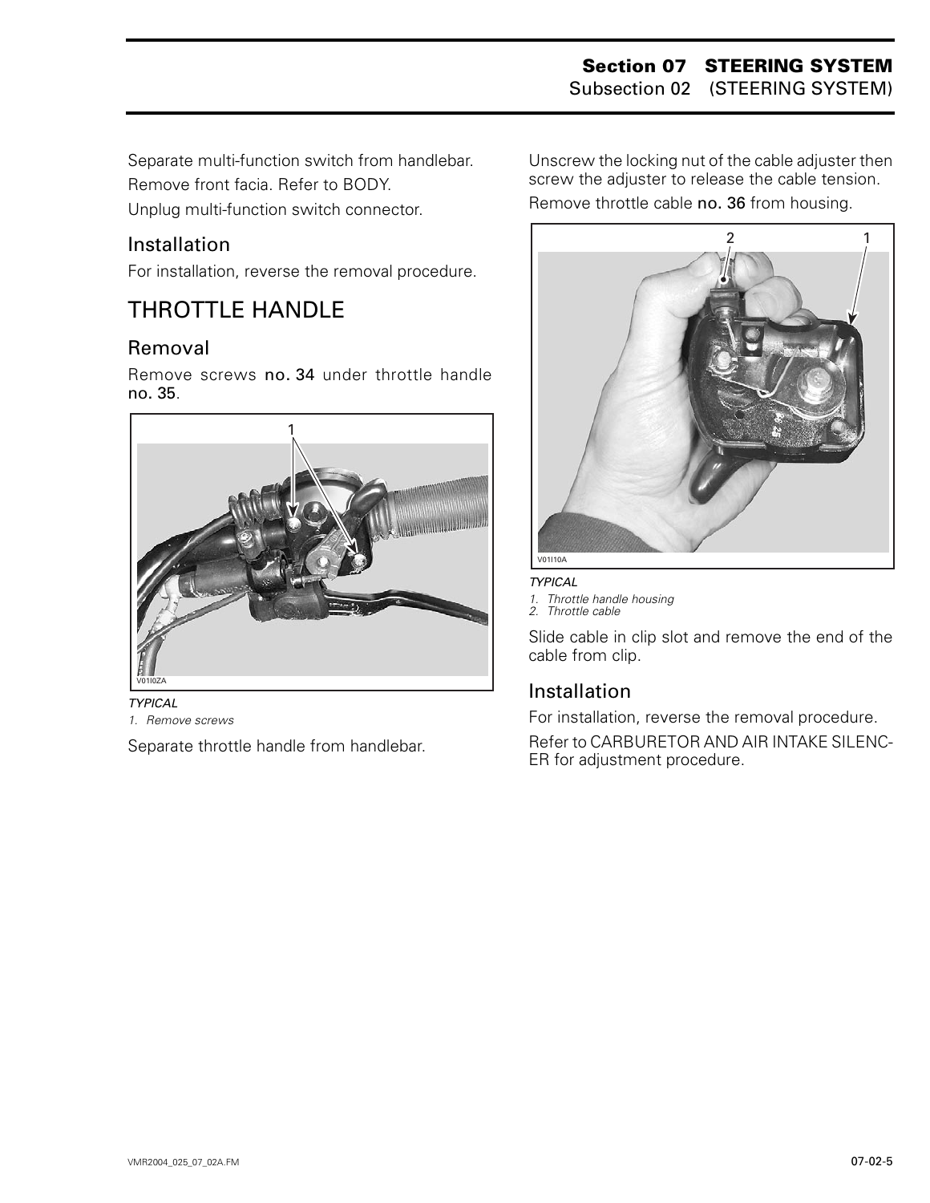Separate multi-function switch from handlebar.

Remove front facia. Refer to BODY.

Unplug multi-function switch connector.

### Installation

For installation, reverse the removal procedure.

## THROTTLE HANDLE

### Removal

Remove screws **no. 34** under throttle handle **no. 35**.

1

V01I0ZA

*TYPICAL*

*1. Remove screws*

Separate throttle handle from handlebar.

Unscrew the locking nut of the cable adjuster then screw the adjuster to release the cable tension.

Remove throttle cable **no. 36** from housing.

2 1

V01I10A

*TYPICAL*

*1. Throttle handle housing*
*2. Throttle cable*

Slide cable in clip slot and remove the end of the cable from clip.

### Installation

For installation, reverse the removal procedure.

Refer to CARBURETOR AND AIR INTAKE SILENCER for adjustment procedure.